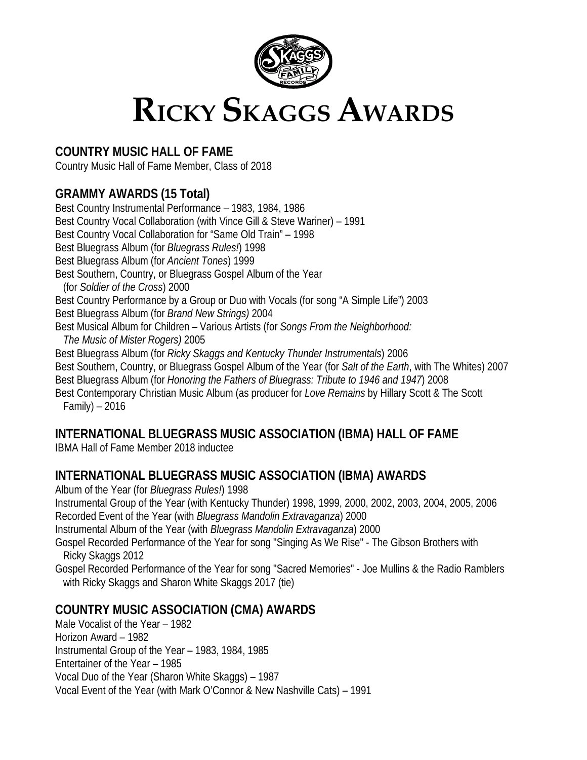# Ricky Skaggs Awards

## COUNTRY MUSIC HALL OF FAME

Country Music Hall of Fame Member, Class of 2018

## GRAMMY AWARDS (15 Total)

Best Country Instrumental Performance – 1983, 1984, 1986
Best Country Vocal Collaboration (with Vince Gill & Steve Wariner) – 1991
Best Country Vocal Collaboration for "Same Old Train" – 1998
Best Bluegrass Album (for *Bluegrass Rules!*) 1998
Best Bluegrass Album (for *Ancient Tones*) 1999
Best Southern, Country, or Bluegrass Gospel Album of the Year
(for *Soldier of the Cross*) 2000
Best Country Performance by a Group or Duo with Vocals (for song "A Simple Life") 2003
Best Bluegrass Album (for *Brand New Strings)* 2004
Best Musical Album for Children – Various Artists (for *Songs From the Neighborhood: The Music of Mister Rogers)* 2005
Best Bluegrass Album (for *Ricky Skaggs and Kentucky Thunder Instrumentals*) 2006
Best Southern, Country, or Bluegrass Gospel Album of the Year (for *Salt of the Earth*, with The Whites) 2007
Best Bluegrass Album (for *Honoring the Fathers of Bluegrass: Tribute to 1946 and 1947*) 2008
Best Contemporary Christian Music Album (as producer for *Love Remains* by Hillary Scott & The Scott Family) – 2016

## INTERNATIONAL BLUEGRASS MUSIC ASSOCIATION (IBMA) HALL OF FAME

IBMA Hall of Fame Member 2018 inductee

## INTERNATIONAL BLUEGRASS MUSIC ASSOCIATION (IBMA) AWARDS

Album of the Year (for *Bluegrass Rules!*) 1998
Instrumental Group of the Year (with Kentucky Thunder) 1998, 1999, 2000, 2002, 2003, 2004, 2005, 2006
Recorded Event of the Year (with *Bluegrass Mandolin Extravaganza*) 2000
Instrumental Album of the Year (with *Bluegrass Mandolin Extravaganza*) 2000
Gospel Recorded Performance of the Year for song "Singing As We Rise" - The Gibson Brothers with Ricky Skaggs 2012
Gospel Recorded Performance of the Year for song "Sacred Memories" - Joe Mullins & the Radio Ramblers with Ricky Skaggs and Sharon White Skaggs 2017 (tie)

## COUNTRY MUSIC ASSOCIATION (CMA) AWARDS

Male Vocalist of the Year – 1982
Horizon Award – 1982
Instrumental Group of the Year – 1983, 1984, 1985
Entertainer of the Year – 1985
Vocal Duo of the Year (Sharon White Skaggs) – 1987
Vocal Event of the Year (with Mark O'Connor & New Nashville Cats) – 1991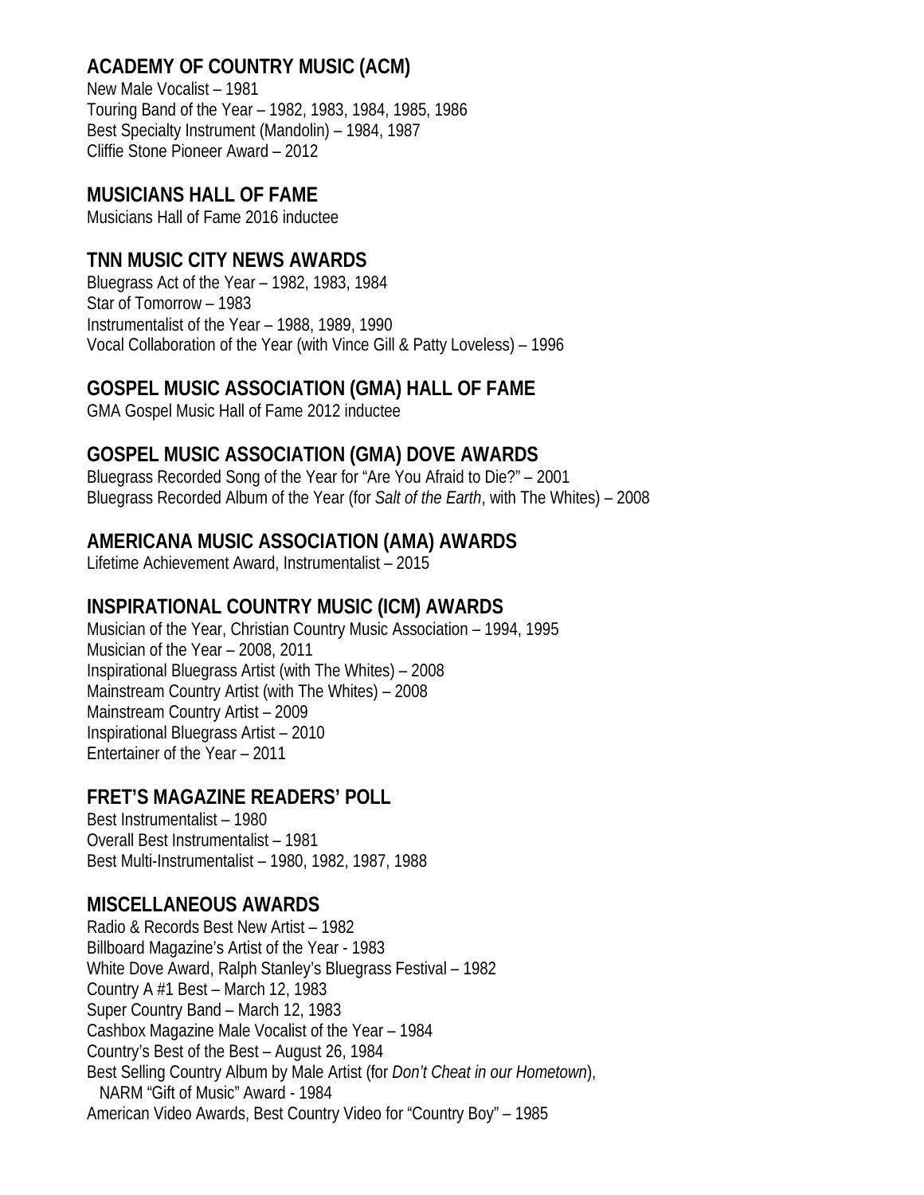## ACADEMY OF COUNTRY MUSIC (ACM)

New Male Vocalist – 1981
Touring Band of the Year – 1982, 1983, 1984, 1985, 1986
Best Specialty Instrument (Mandolin) – 1984, 1987
Cliffie Stone Pioneer Award – 2012

## MUSICIANS HALL OF FAME

Musicians Hall of Fame 2016 inductee

## TNN MUSIC CITY NEWS AWARDS

Bluegrass Act of the Year – 1982, 1983, 1984
Star of Tomorrow – 1983
Instrumentalist of the Year – 1988, 1989, 1990
Vocal Collaboration of the Year (with Vince Gill & Patty Loveless) – 1996

## GOSPEL MUSIC ASSOCIATION (GMA) HALL OF FAME

GMA Gospel Music Hall of Fame 2012 inductee

## GOSPEL MUSIC ASSOCIATION (GMA) DOVE AWARDS

Bluegrass Recorded Song of the Year for "Are You Afraid to Die?" – 2001
Bluegrass Recorded Album of the Year (for *Salt of the Earth*, with The Whites) – 2008

## AMERICANA MUSIC ASSOCIATION (AMA) AWARDS

Lifetime Achievement Award, Instrumentalist – 2015

## INSPIRATIONAL COUNTRY MUSIC (ICM) AWARDS

Musician of the Year, Christian Country Music Association – 1994, 1995
Musician of the Year – 2008, 2011
Inspirational Bluegrass Artist (with The Whites) – 2008
Mainstream Country Artist (with The Whites) – 2008
Mainstream Country Artist – 2009
Inspirational Bluegrass Artist – 2010
Entertainer of the Year – 2011

## FRET'S MAGAZINE READERS' POLL

Best Instrumentalist – 1980
Overall Best Instrumentalist – 1981
Best Multi-Instrumentalist – 1980, 1982, 1987, 1988

## MISCELLANEOUS AWARDS

Radio & Records Best New Artist – 1982
Billboard Magazine's Artist of the Year - 1983
White Dove Award, Ralph Stanley's Bluegrass Festival – 1982
Country A #1 Best – March 12, 1983
Super Country Band – March 12, 1983
Cashbox Magazine Male Vocalist of the Year – 1984
Country's Best of the Best – August 26, 1984
Best Selling Country Album by Male Artist (for *Don't Cheat in our Hometown*),
NARM "Gift of Music" Award - 1984
American Video Awards, Best Country Video for "Country Boy" – 1985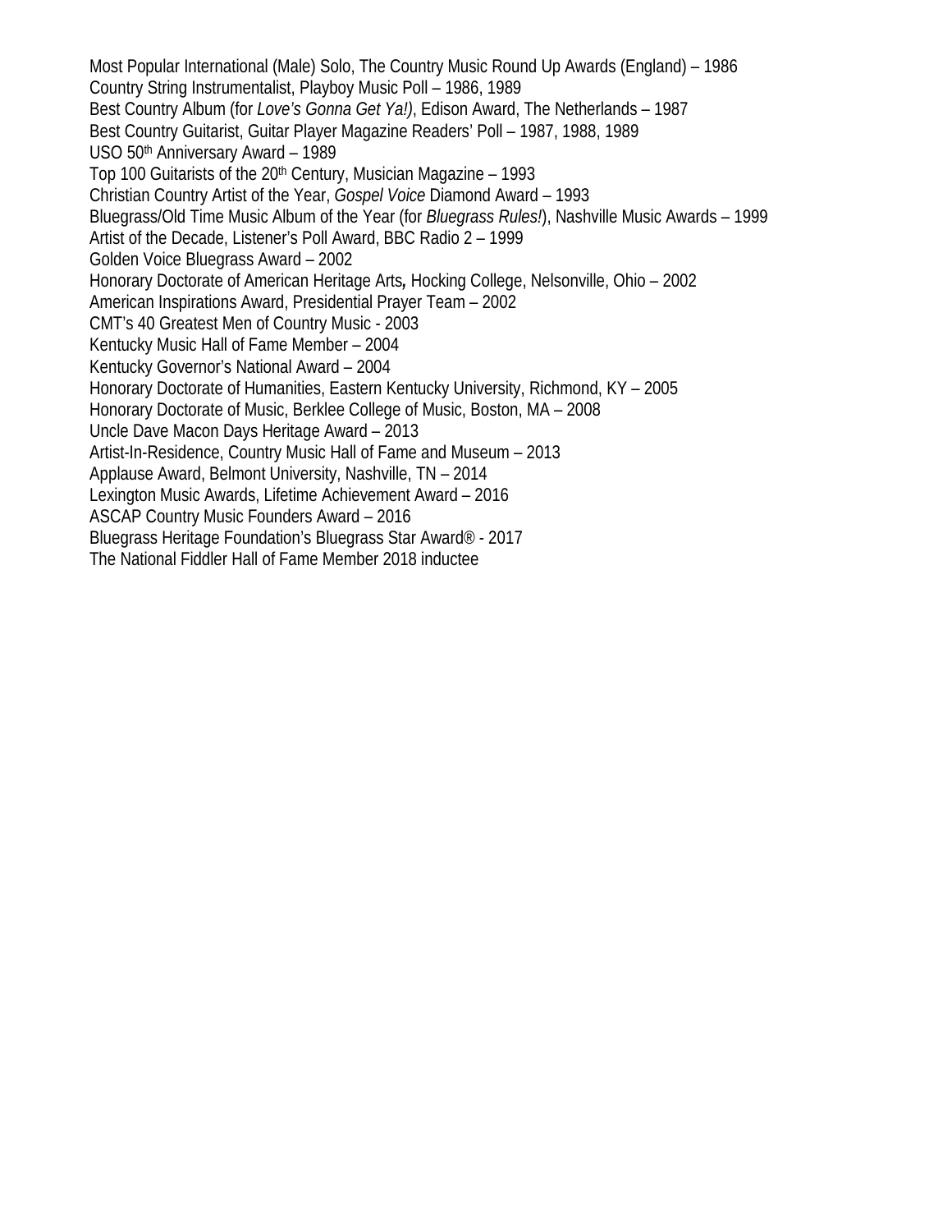Most Popular International (Male) Solo, The Country Music Round Up Awards (England) – 1986
Country String Instrumentalist, Playboy Music Poll – 1986, 1989
Best Country Album (for *Love's Gonna Get Ya!)*, Edison Award, The Netherlands – 1987
Best Country Guitarist, Guitar Player Magazine Readers' Poll – 1987, 1988, 1989
USO 50th Anniversary Award – 1989
Top 100 Guitarists of the 20th Century, Musician Magazine – 1993
Christian Country Artist of the Year, *Gospel Voice* Diamond Award – 1993
Bluegrass/Old Time Music Album of the Year (for *Bluegrass Rules!*), Nashville Music Awards – 1999
Artist of the Decade, Listener's Poll Award, BBC Radio 2 – 1999
Golden Voice Bluegrass Award – 2002
Honorary Doctorate of American Heritage Arts**,** Hocking College, Nelsonville, Ohio – 2002
American Inspirations Award, Presidential Prayer Team – 2002
CMT's 40 Greatest Men of Country Music - 2003
Kentucky Music Hall of Fame Member – 2004
Kentucky Governor's National Award – 2004
Honorary Doctorate of Humanities, Eastern Kentucky University, Richmond, KY – 2005
Honorary Doctorate of Music, Berklee College of Music, Boston, MA – 2008
Uncle Dave Macon Days Heritage Award – 2013
Artist-In-Residence, Country Music Hall of Fame and Museum – 2013
Applause Award, Belmont University, Nashville, TN – 2014
Lexington Music Awards, Lifetime Achievement Award – 2016
ASCAP Country Music Founders Award – 2016
Bluegrass Heritage Foundation's Bluegrass Star Award® - 2017
The National Fiddler Hall of Fame Member 2018 inductee